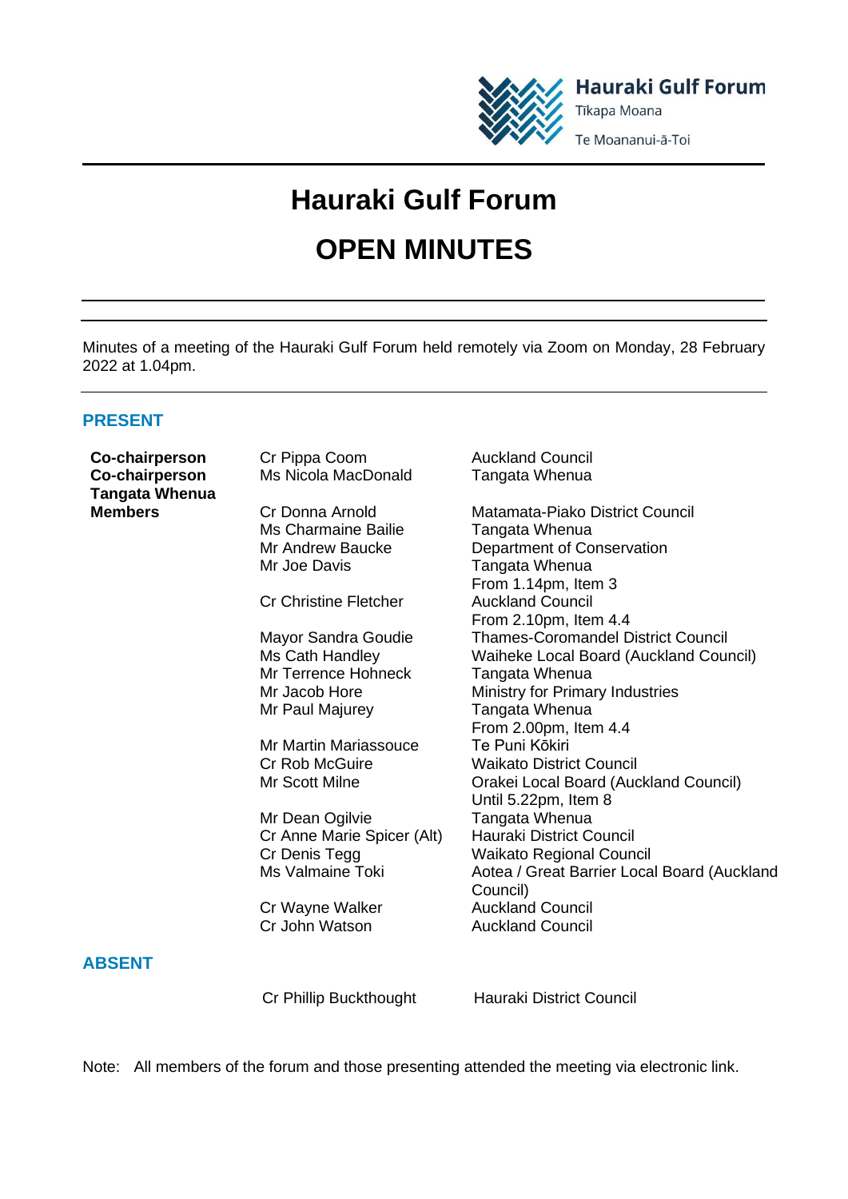Hauraki Gulf Forum
Tīkapa Moana
Te Moananui-ā-Toi

# Hauraki Gulf Forum

# OPEN MINUTES

Minutes of a meeting of the Hauraki Gulf Forum held remotely via Zoom on Monday, 28 February 2022 at 1.04pm.

## PRESENT

| | | |
|---|---|---|
| **Co-chairperson** | Cr Pippa Coom | Auckland Council |
| **Co-chairperson Tangata Whenua** | Ms Nicola MacDonald | Tangata Whenua |
| **Members** | Cr Donna Arnold | Matamata-Piako District Council |
| | Ms Charmaine Bailie | Tangata Whenua |
| | Mr Andrew Baucke | Department of Conservation |
| | Mr Joe Davis | Tangata Whenua<br>From 1.14pm, Item 3 |
| | Cr Christine Fletcher | Auckland Council<br>From 2.10pm, Item 4.4 |
| | Mayor Sandra Goudie | Thames-Coromandel District Council |
| | Ms Cath Handley | Waiheke Local Board (Auckland Council) |
| | Mr Terrence Hohneck | Tangata Whenua |
| | Mr Jacob Hore | Ministry for Primary Industries |
| | Mr Paul Majurey | Tangata Whenua<br>From 2.00pm, Item 4.4 |
| | Mr Martin Mariassouce | Te Puni Kōkiri |
| | Cr Rob McGuire | Waikato District Council |
| | Mr Scott Milne | Orakei Local Board (Auckland Council)<br>Until 5.22pm, Item 8 |
| | Mr Dean Ogilvie | Tangata Whenua |
| | Cr Anne Marie Spicer (Alt) | Hauraki District Council |
| | Cr Denis Tegg | Waikato Regional Council |
| | Ms Valmaine Toki | Aotea / Great Barrier Local Board (Auckland Council) |
| | Cr Wayne Walker | Auckland Council |
| | Cr John Watson | Auckland Council |

## ABSENT

| | |
|---|---|
| Cr Phillip Buckthought | Hauraki District Council |

Note: All members of the forum and those presenting attended the meeting via electronic link.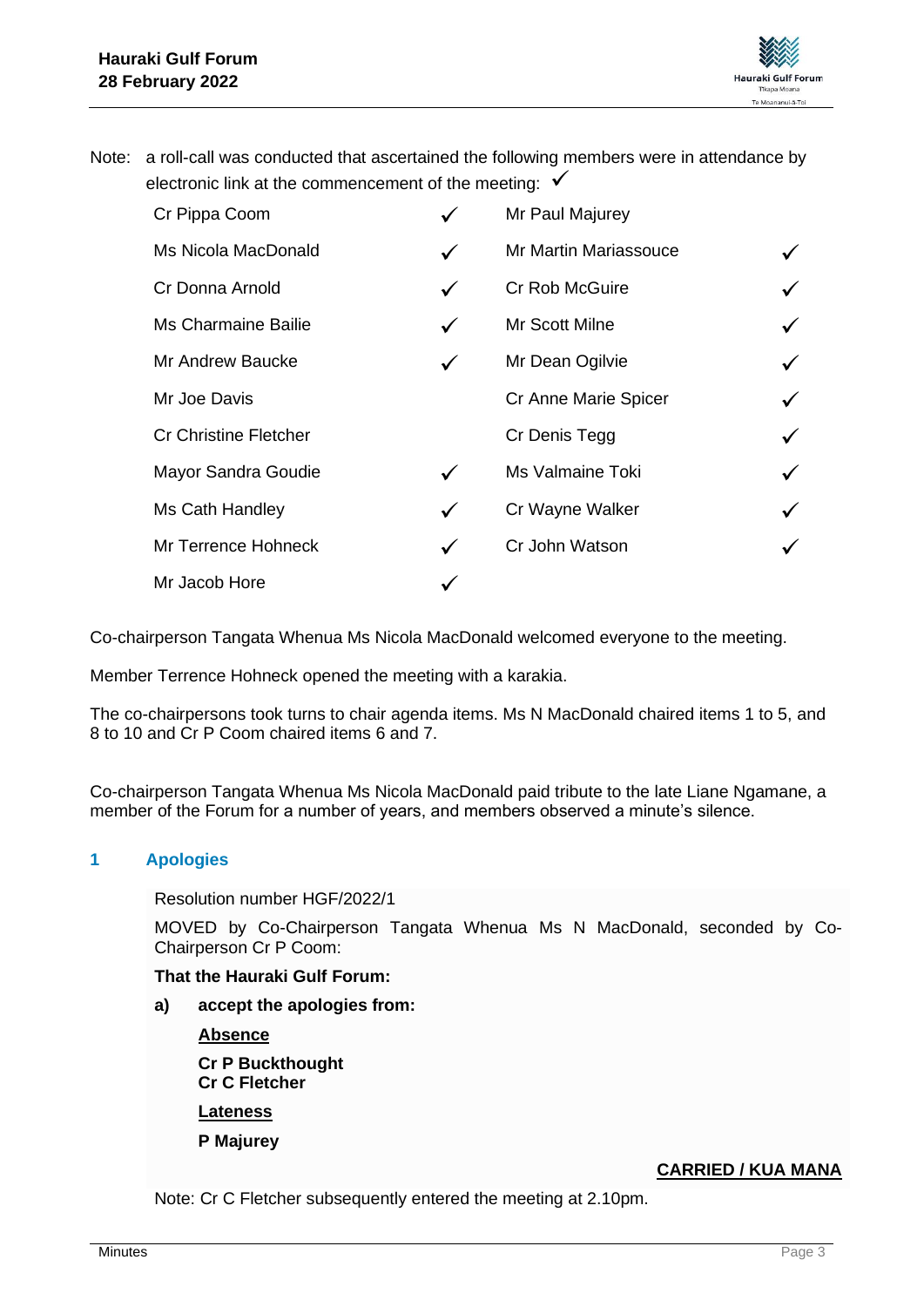Note: a roll-call was conducted that ascertained the following members were in attendance by electronic link at the commencement of the meeting: ✓

| | | | |
|---|---|---|---|
| Cr Pippa Coom | ✓ | Mr Paul Majurey | |
| Ms Nicola MacDonald | ✓ | Mr Martin Mariassouce | ✓ |
| Cr Donna Arnold | ✓ | Cr Rob McGuire | ✓ |
| Ms Charmaine Bailie | ✓ | Mr Scott Milne | ✓ |
| Mr Andrew Baucke | ✓ | Mr Dean Ogilvie | ✓ |
| Mr Joe Davis | | Cr Anne Marie Spicer | ✓ |
| Cr Christine Fletcher | | Cr Denis Tegg | ✓ |
| Mayor Sandra Goudie | ✓ | Ms Valmaine Toki | ✓ |
| Ms Cath Handley | ✓ | Cr Wayne Walker | ✓ |
| Mr Terrence Hohneck | ✓ | Cr John Watson | ✓ |
| Mr Jacob Hore | ✓ | | |

Co-chairperson Tangata Whenua Ms Nicola MacDonald welcomed everyone to the meeting.

Member Terrence Hohneck opened the meeting with a karakia.

The co-chairpersons took turns to chair agenda items. Ms N MacDonald chaired items 1 to 5, and 8 to 10 and Cr P Coom chaired items 6 and 7.

Co-chairperson Tangata Whenua Ms Nicola MacDonald paid tribute to the late Liane Ngamane, a member of the Forum for a number of years, and members observed a minute's silence.

## 1 Apologies

Resolution number HGF/2022/1

MOVED by Co-Chairperson Tangata Whenua Ms N MacDonald, seconded by Co-Chairperson Cr P Coom:

**That the Hauraki Gulf Forum:**

**a) accept the apologies from:**

**Absence**

**Cr P Buckthought**
**Cr C Fletcher**

**Lateness**

**P Majurey**

**CARRIED / KUA MANA**

Note: Cr C Fletcher subsequently entered the meeting at 2.10pm.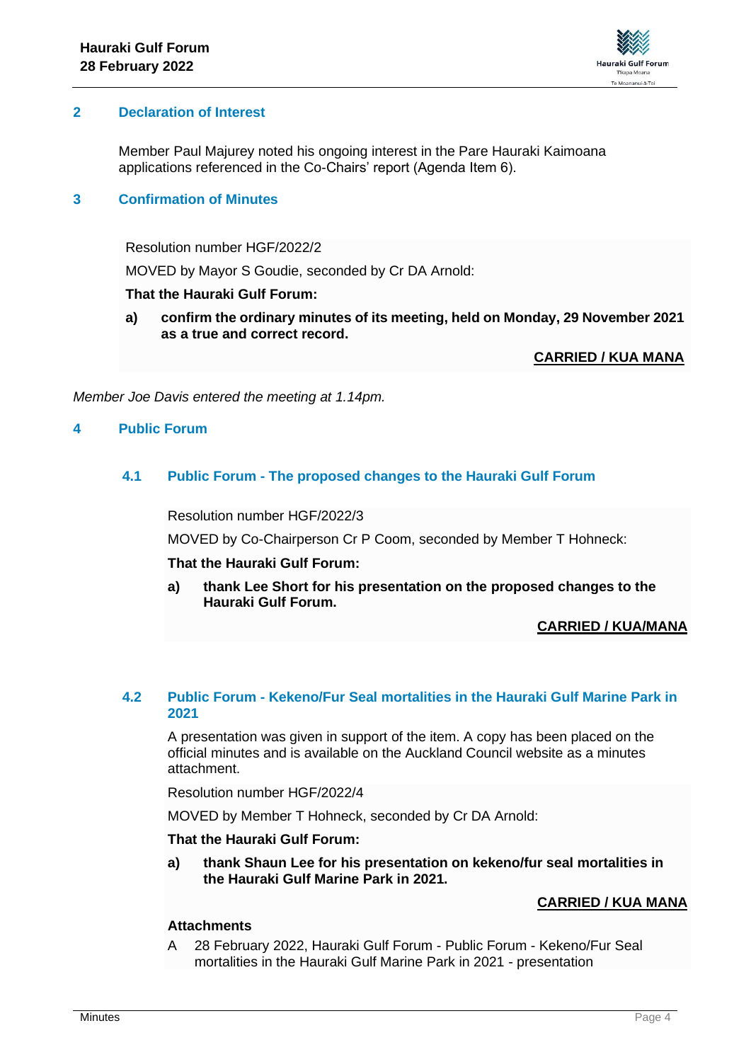## 2 Declaration of Interest

Member Paul Majurey noted his ongoing interest in the Pare Hauraki Kaimoana applications referenced in the Co-Chairs' report (Agenda Item 6).

## 3 Confirmation of Minutes

Resolution number HGF/2022/2

MOVED by Mayor S Goudie, seconded by Cr DA Arnold:

**That the Hauraki Gulf Forum:**

**a) confirm the ordinary minutes of its meeting, held on Monday, 29 November 2021 as a true and correct record.**

**CARRIED / KUA MANA**

*Member Joe Davis entered the meeting at 1.14pm.*

## 4 Public Forum

### 4.1 Public Forum - The proposed changes to the Hauraki Gulf Forum

Resolution number HGF/2022/3

MOVED by Co-Chairperson Cr P Coom, seconded by Member T Hohneck:

**That the Hauraki Gulf Forum:**

**a) thank Lee Short for his presentation on the proposed changes to the Hauraki Gulf Forum.**

**CARRIED / KUA/MANA**

### 4.2 Public Forum - Kekeno/Fur Seal mortalities in the Hauraki Gulf Marine Park in 2021

A presentation was given in support of the item. A copy has been placed on the official minutes and is available on the Auckland Council website as a minutes attachment.

Resolution number HGF/2022/4

MOVED by Member T Hohneck, seconded by Cr DA Arnold:

**That the Hauraki Gulf Forum:**

**a) thank Shaun Lee for his presentation on kekeno/fur seal mortalities in the Hauraki Gulf Marine Park in 2021.**

**CARRIED / KUA MANA**

**Attachments**

A 28 February 2022, Hauraki Gulf Forum - Public Forum - Kekeno/Fur Seal mortalities in the Hauraki Gulf Marine Park in 2021 - presentation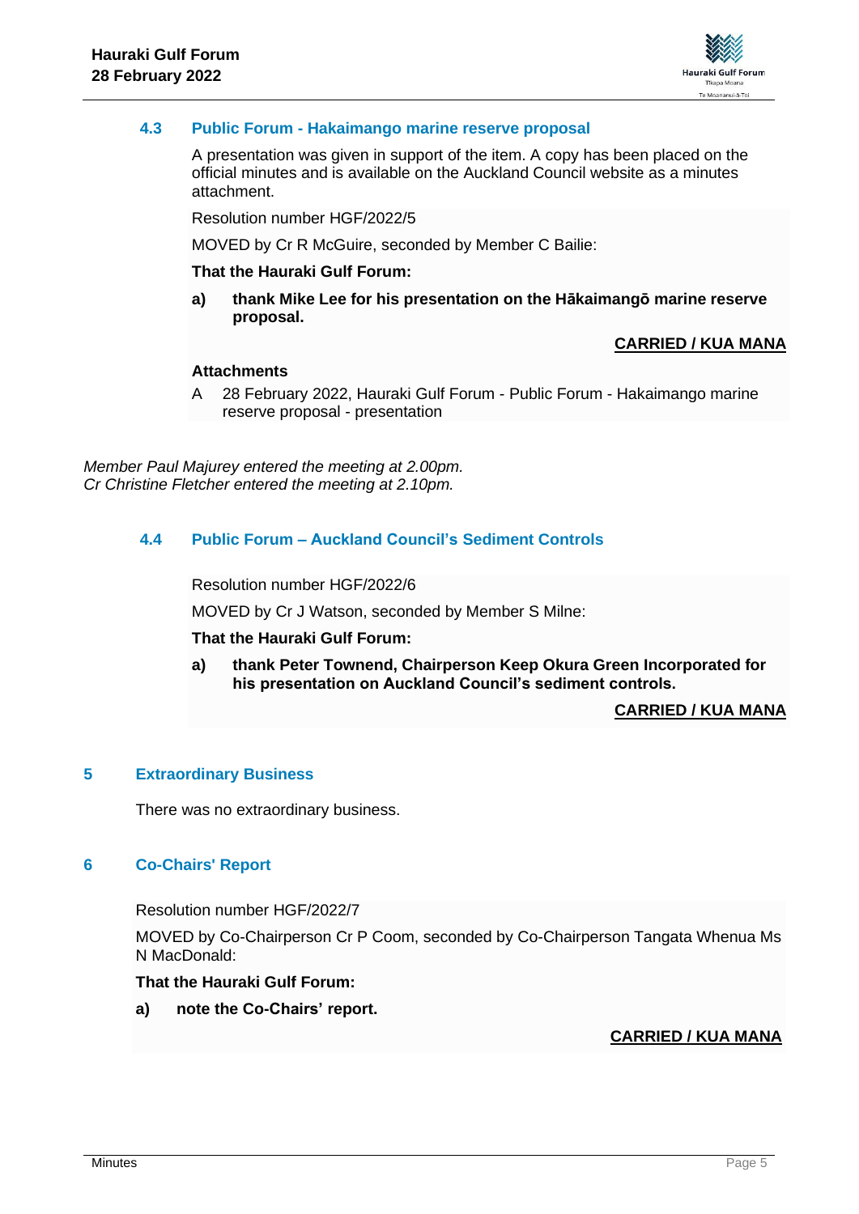### 4.3 Public Forum - Hakaimango marine reserve proposal

A presentation was given in support of the item. A copy has been placed on the official minutes and is available on the Auckland Council website as a minutes attachment.

Resolution number HGF/2022/5

MOVED by Cr R McGuire, seconded by Member C Bailie:

**That the Hauraki Gulf Forum:**

**a) thank Mike Lee for his presentation on the Hākaimangō marine reserve proposal.**

**CARRIED / KUA MANA**

**Attachments**

A 28 February 2022, Hauraki Gulf Forum - Public Forum - Hakaimango marine reserve proposal - presentation

*Member Paul Majurey entered the meeting at 2.00pm.*
*Cr Christine Fletcher entered the meeting at 2.10pm.*

### 4.4 Public Forum – Auckland Council's Sediment Controls

Resolution number HGF/2022/6

MOVED by Cr J Watson, seconded by Member S Milne:

**That the Hauraki Gulf Forum:**

**a) thank Peter Townend, Chairperson Keep Okura Green Incorporated for his presentation on Auckland Council's sediment controls.**

**CARRIED / KUA MANA**

## 5 Extraordinary Business

There was no extraordinary business.

## 6 Co-Chairs' Report

Resolution number HGF/2022/7

MOVED by Co-Chairperson Cr P Coom, seconded by Co-Chairperson Tangata Whenua Ms N MacDonald:

**That the Hauraki Gulf Forum:**

**a) note the Co-Chairs' report.**

**CARRIED / KUA MANA**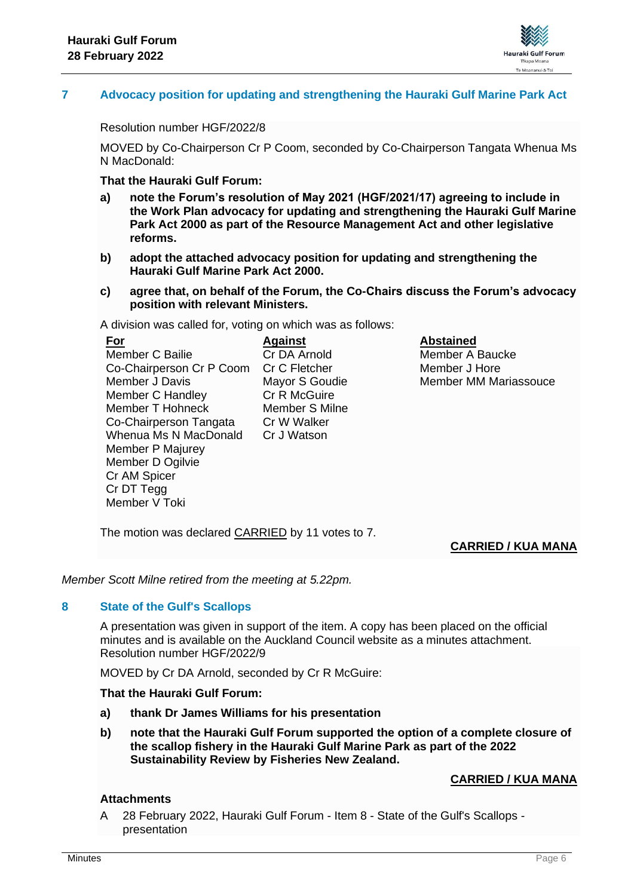## 7 Advocacy position for updating and strengthening the Hauraki Gulf Marine Park Act

Resolution number HGF/2022/8

MOVED by Co-Chairperson Cr P Coom, seconded by Co-Chairperson Tangata Whenua Ms N MacDonald:

**That the Hauraki Gulf Forum:**

**a) note the Forum's resolution of May 2021 (HGF/2021/17) agreeing to include in the Work Plan advocacy for updating and strengthening the Hauraki Gulf Marine Park Act 2000 as part of the Resource Management Act and other legislative reforms.**

**b) adopt the attached advocacy position for updating and strengthening the Hauraki Gulf Marine Park Act 2000.**

**c) agree that, on behalf of the Forum, the Co-Chairs discuss the Forum's advocacy position with relevant Ministers.**

A division was called for, voting on which was as follows:

| For | Against | Abstained |
|---|---|---|
| Member C Bailie | Cr DA Arnold | Member A Baucke |
| Co-Chairperson Cr P Coom | Cr C Fletcher | Member J Hore |
| Member J Davis | Mayor S Goudie | Member MM Mariassouce |
| Member C Handley | Cr R McGuire | |
| Member T Hohneck | Member S Milne | |
| Co-Chairperson Tangata Whenua Ms N MacDonald | Cr W Walker | |
| Member P Majurey | Cr J Watson | |
| Member D Ogilvie | | |
| Cr AM Spicer | | |
| Cr DT Tegg | | |
| Member V Toki | | |

The motion was declared CARRIED by 11 votes to 7.

**CARRIED / KUA MANA**

*Member Scott Milne retired from the meeting at 5.22pm.*

## 8 State of the Gulf's Scallops

A presentation was given in support of the item. A copy has been placed on the official minutes and is available on the Auckland Council website as a minutes attachment.

Resolution number HGF/2022/9

MOVED by Cr DA Arnold, seconded by Cr R McGuire:

**That the Hauraki Gulf Forum:**

**a) thank Dr James Williams for his presentation**

**b) note that the Hauraki Gulf Forum supported the option of a complete closure of the scallop fishery in the Hauraki Gulf Marine Park as part of the 2022 Sustainability Review by Fisheries New Zealand.**

**CARRIED / KUA MANA**

**Attachments**

A 28 February 2022, Hauraki Gulf Forum - Item 8 - State of the Gulf's Scallops - presentation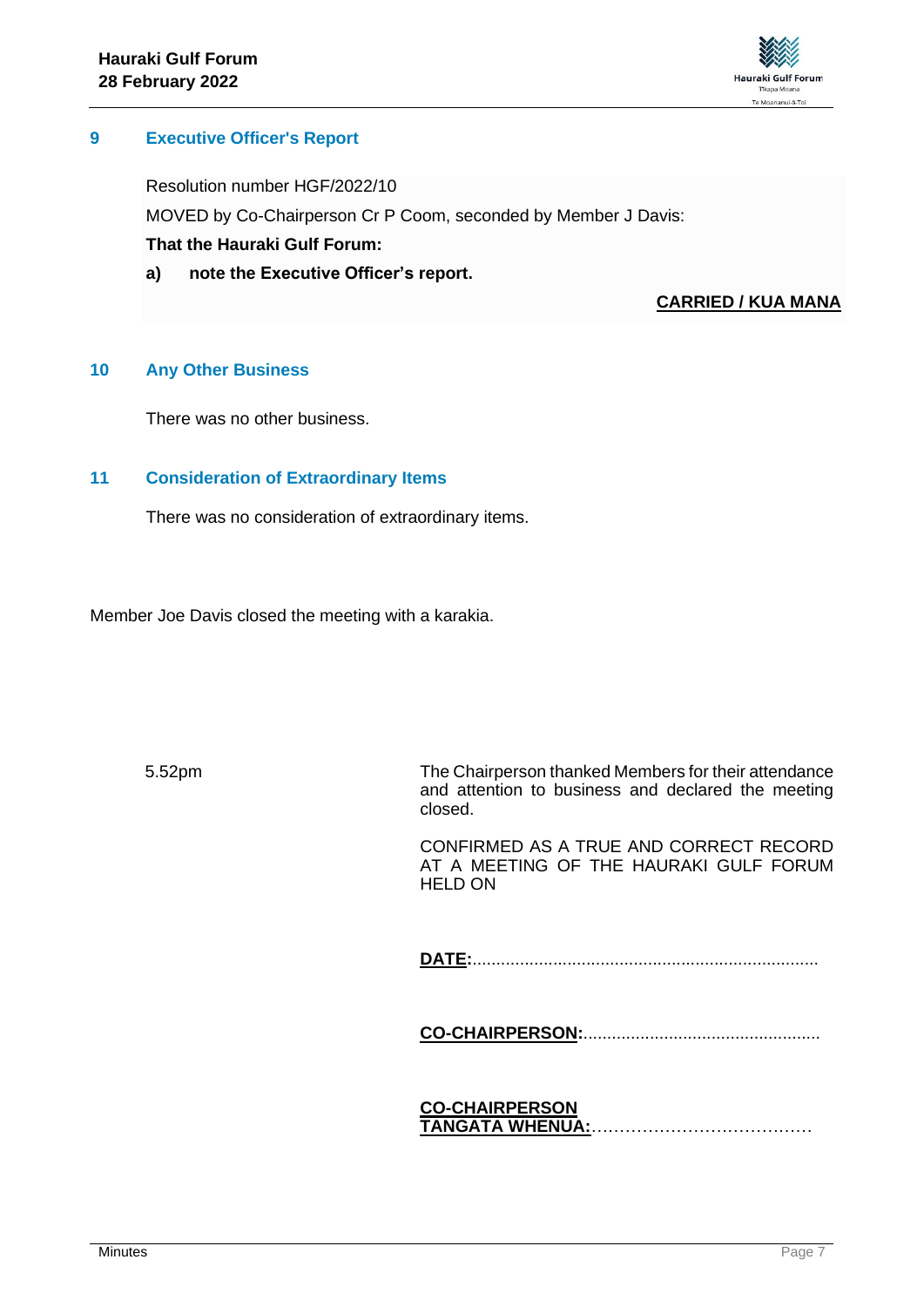## 9 Executive Officer's Report

Resolution number HGF/2022/10

MOVED by Co-Chairperson Cr P Coom, seconded by Member J Davis:

**That the Hauraki Gulf Forum:**

**a) note the Executive Officer's report.**

**CARRIED / KUA MANA**

## 10 Any Other Business

There was no other business.

## 11 Consideration of Extraordinary Items

There was no consideration of extraordinary items.

Member Joe Davis closed the meeting with a karakia.

5.52pm The Chairperson thanked Members for their attendance and attention to business and declared the meeting closed.

CONFIRMED AS A TRUE AND CORRECT RECORD AT A MEETING OF THE HAURAKI GULF FORUM HELD ON

**DATE:**.........................................................................

**CO-CHAIRPERSON:**..................................................

**CO-CHAIRPERSON TANGATA WHENUA:**…………………………………